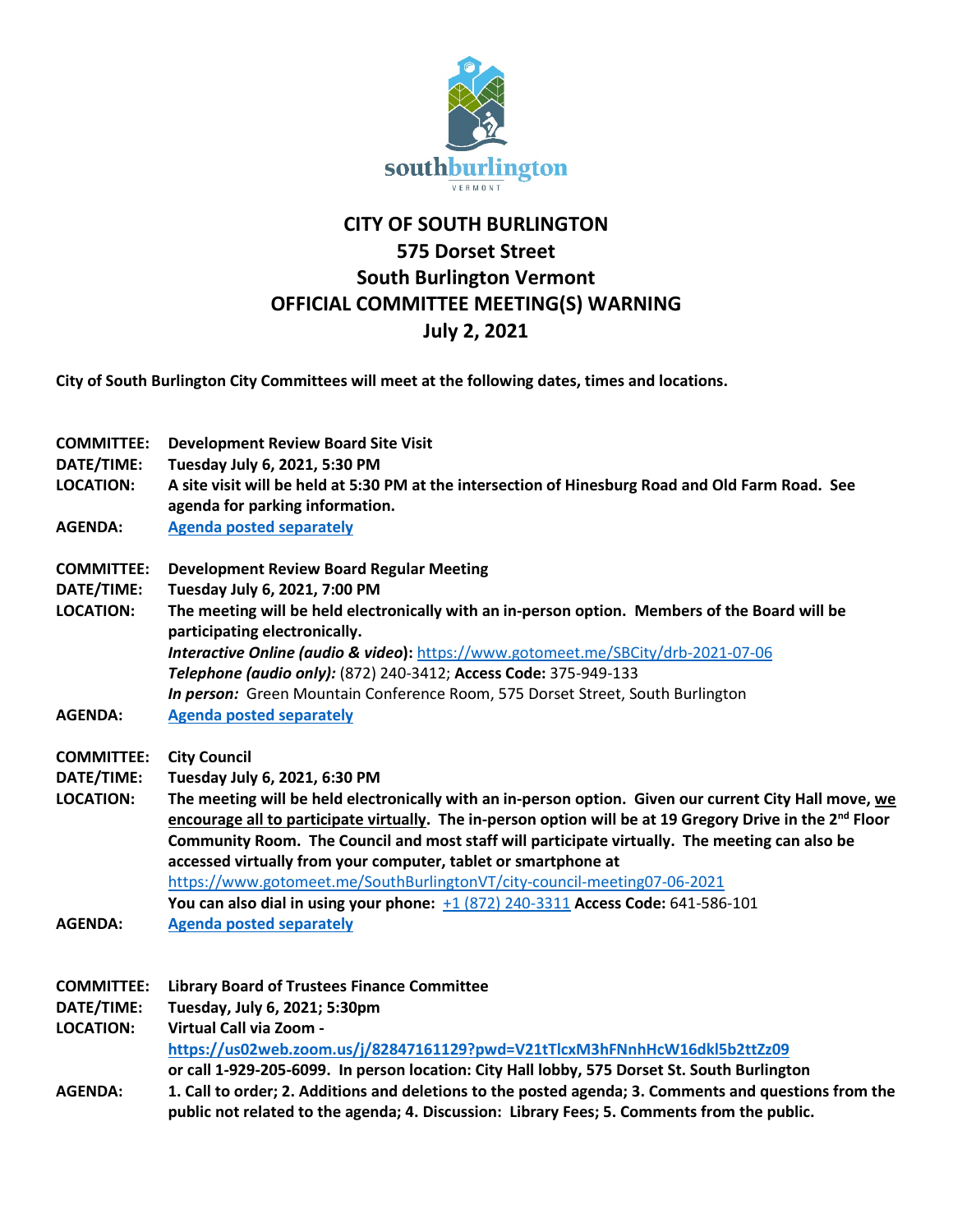# CITY OF SOUTH BURLINGTON
## 575 Dorset Street
## South Burlington Vermont
## OFFICIAL COMMITTEE MEETING(S) WARNING
## July 2, 2021

**City of South Burlington City Committees will meet at the following dates, times and locations.**

**COMMITTEE:** **Development Review Board Site Visit**
**DATE/TIME:** **Tuesday July 6, 2021, 5:30 PM**
**LOCATION:** **A site visit will be held at 5:30 PM at the intersection of Hinesburg Road and Old Farm Road. See agenda for parking information.**
**AGENDA:** **Agenda posted separately**

**COMMITTEE:** **Development Review Board Regular Meeting**
**DATE/TIME:** **Tuesday July 6, 2021, 7:00 PM**
**LOCATION:** **The meeting will be held electronically with an in-person option. Members of the Board will be participating electronically.**
***Interactive Online (audio & video)*:** https://www.gotomeet.me/SBCity/drb-2021-07-06
***Telephone (audio only):*** (872) 240-3412; **Access Code:** 375-949-133
***In person:*** Green Mountain Conference Room, 575 Dorset Street, South Burlington
**AGENDA:** **Agenda posted separately**

**COMMITTEE:** **City Council**
**DATE/TIME:** **Tuesday July 6, 2021, 6:30 PM**
**LOCATION:** **The meeting will be held electronically with an in-person option. Given our current City Hall move, we encourage all to participate virtually. The in-person option will be at 19 Gregory Drive in the 2nd Floor Community Room. The Council and most staff will participate virtually. The meeting can also be accessed virtually from your computer, tablet or smartphone at** https://www.gotomeet.me/SouthBurlingtonVT/city-council-meeting07-06-2021
**You can also dial in using your phone:** +1 (872) 240-3311 **Access Code:** 641-586-101
**AGENDA:** **Agenda posted separately**

**COMMITTEE:** **Library Board of Trustees Finance Committee**
**DATE/TIME:** **Tuesday, July 6, 2021; 5:30pm**
**LOCATION:** **Virtual Call via Zoom -**
**https://us02web.zoom.us/j/82847161129?pwd=V21tTlcxM3hFNnhHcW16dkl5b2ttZz09**
**or call 1-929-205-6099. In person location: City Hall lobby, 575 Dorset St. South Burlington**
**AGENDA:** **1. Call to order; 2. Additions and deletions to the posted agenda; 3. Comments and questions from the public not related to the agenda; 4. Discussion: Library Fees; 5. Comments from the public.**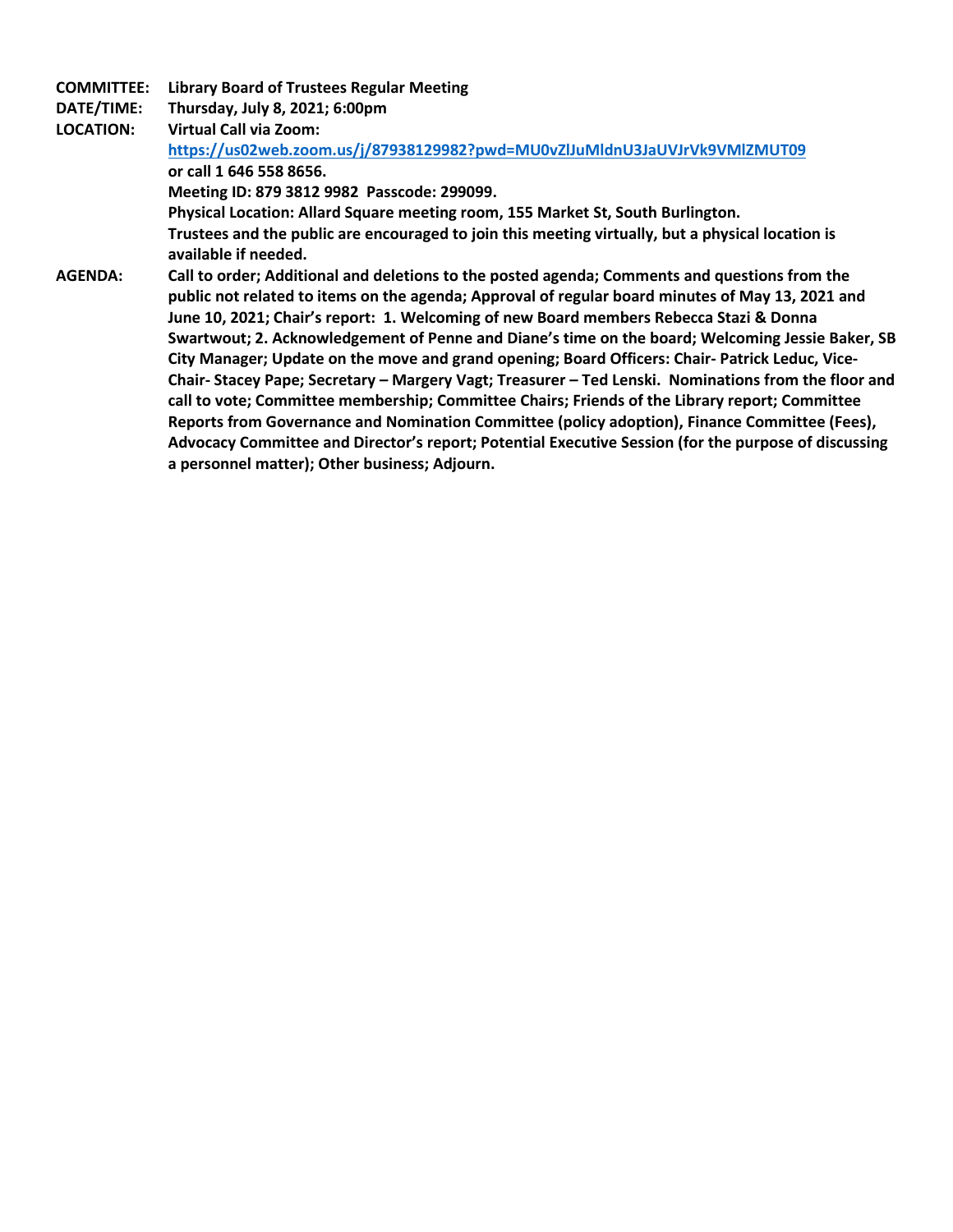**COMMITTEE:** **Library Board of Trustees Regular Meeting**

**DATE/TIME:** **Thursday, July 8, 2021; 6:00pm**

**LOCATION:** **Virtual Call via Zoom:**
**https://us02web.zoom.us/j/87938129982?pwd=MU0vZlJuMldnU3JaUVJrVk9VMlZMUT09**
**or call 1 646 558 8656.**
**Meeting ID: 879 3812 9982 Passcode: 299099.**
**Physical Location: Allard Square meeting room, 155 Market St, South Burlington.**
**Trustees and the public are encouraged to join this meeting virtually, but a physical location is available if needed.**

**AGENDA:** **Call to order; Additional and deletions to the posted agenda; Comments and questions from the public not related to items on the agenda; Approval of regular board minutes of May 13, 2021 and June 10, 2021; Chair's report: 1. Welcoming of new Board members Rebecca Stazi & Donna Swartwout; 2. Acknowledgement of Penne and Diane's time on the board; Welcoming Jessie Baker, SB City Manager; Update on the move and grand opening; Board Officers: Chair- Patrick Leduc, Vice-Chair- Stacey Pape; Secretary – Margery Vagt; Treasurer – Ted Lenski. Nominations from the floor and call to vote; Committee membership; Committee Chairs; Friends of the Library report; Committee Reports from Governance and Nomination Committee (policy adoption), Finance Committee (Fees), Advocacy Committee and Director's report; Potential Executive Session (for the purpose of discussing a personnel matter); Other business; Adjourn.**